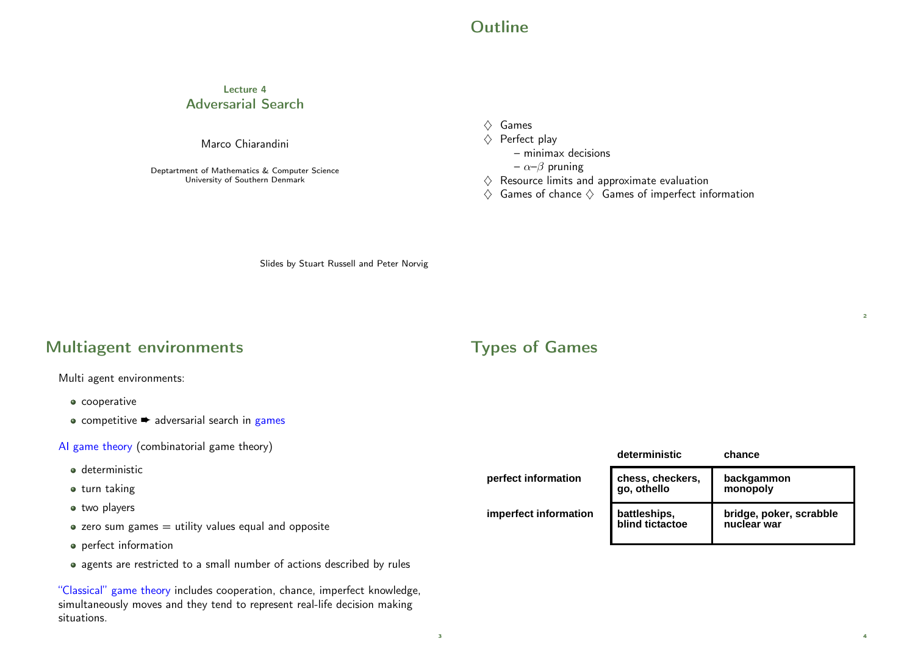Lecture 4

# Adversarial Search

Marco Chiarandini

Deptartment of Mathematics & Computer Science
University of Southern Denmark

Slides by Stuart Russell and Peter Norvig

## Outline

- ♢ Games
- ♢ Perfect play
  - – minimax decisions
  - – $\alpha$–$\beta$ pruning
- ♢ Resource limits and approximate evaluation
- ♢ Games of chance ♢ Games of imperfect information

## Multiagent environments

Multi agent environments:

- cooperative
- competitive ➨ adversarial search in games

AI game theory (combinatorial game theory)

- deterministic
- turn taking
- two players
- zero sum games = utility values equal and opposite
- perfect information
- agents are restricted to a small number of actions described by rules

"Classical" game theory includes cooperation, chance, imperfect knowledge, simultaneously moves and they tend to represent real-life decision making situations.

## Types of Games

| | **deterministic** | **chance** |
|---|---|---|
| **perfect information** | **chess, checkers, go, othello** | **backgammon monopoly** |
| **imperfect information** | **battleships, blind tictactoe** | **bridge, poker, scrabble nuclear war** |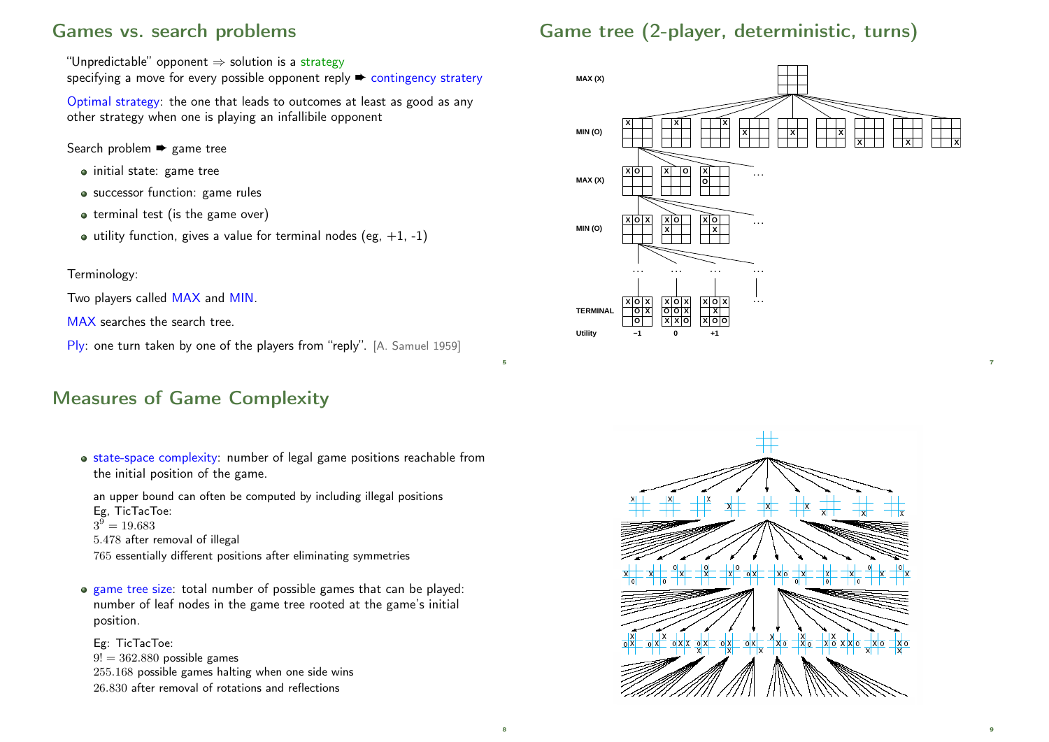## Games vs. search problems

"Unpredictable" opponent ⇒ solution is a strategy
specifying a move for every possible opponent reply ➨ contingency stratery

Optimal strategy: the one that leads to outcomes at least as good as any other strategy when one is playing an infallibile opponent

Search problem ➨ game tree

- initial state: game tree
- successor function: game rules
- terminal test (is the game over)
- utility function, gives a value for terminal nodes (eg, +1, -1)

Terminology:

Two players called MAX and MIN.

MAX searches the search tree.

Ply: one turn taken by one of the players from "reply". [A. Samuel 1959]

## Game tree (2-player, deterministic, turns)

## Measures of Game Complexity

- state-space complexity: number of legal game positions reachable from the initial position of the game.

  an upper bound can often be computed by including illegal positions
  Eg, TicTacToe:
  $3^9 = 19.683$
  $5.478$ after removal of illegal
  $765$ essentially different positions after eliminating symmetries

- game tree size: total number of possible games that can be played: number of leaf nodes in the game tree rooted at the game's initial position.

  Eg: TicTacToe:
  $9! = 362.880$ possible games
  $255.168$ possible games halting when one side wins
  $26.830$ after removal of rotations and reflections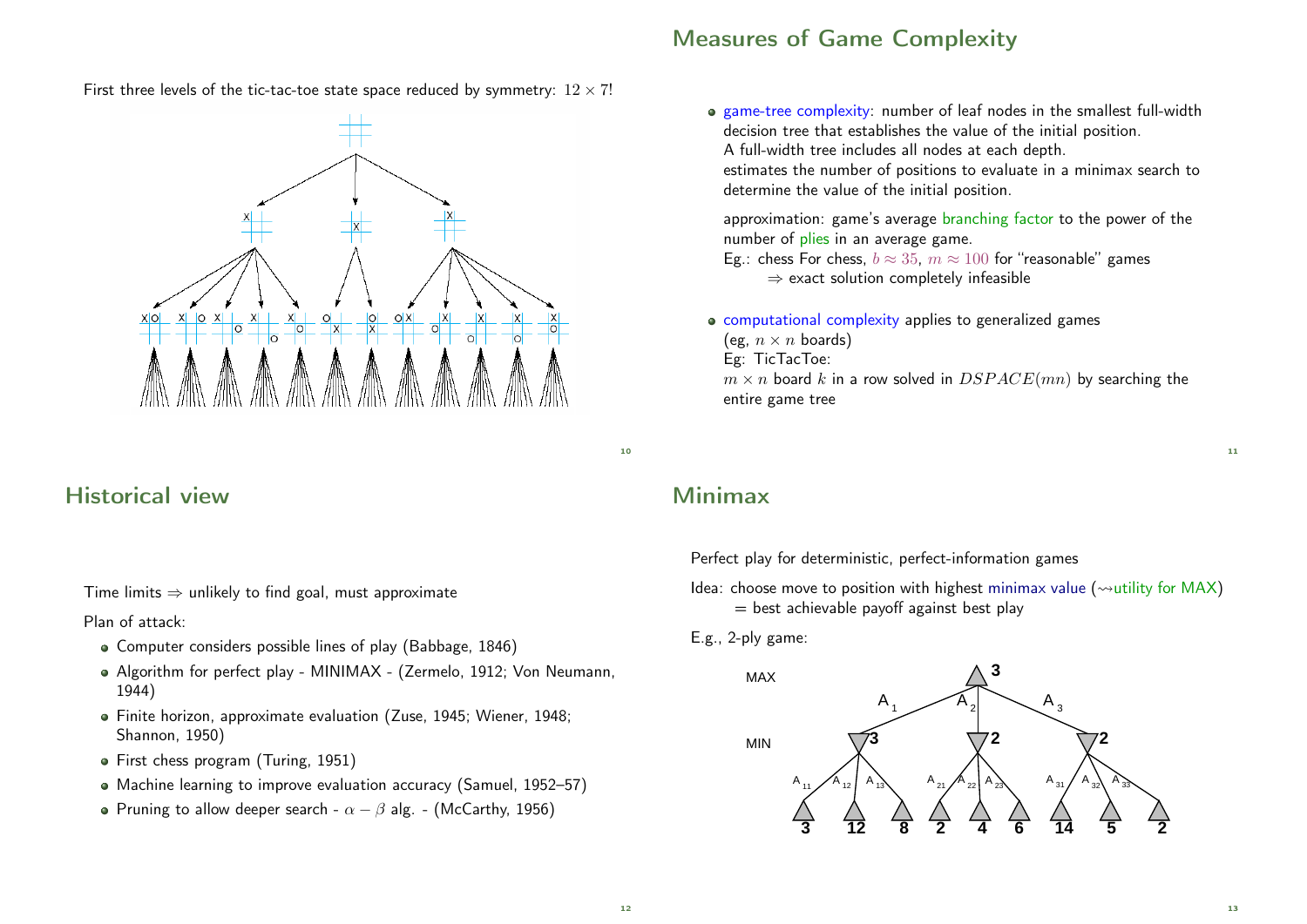First three levels of the tic-tac-toe state space reduced by symmetry: $12 \times 7!$

## Measures of Game Complexity

- game-tree complexity: number of leaf nodes in the smallest full-width decision tree that establishes the value of the initial position.
  A full-width tree includes all nodes at each depth.
  estimates the number of positions to evaluate in a minimax search to determine the value of the initial position.

  approximation: game's average branching factor to the power of the number of plies in an average game.
  Eg.: chess For chess, $b \approx 35$, $m \approx 100$ for "reasonable" games
  $\Rightarrow$ exact solution completely infeasible

- computational complexity applies to generalized games (eg, $n \times n$ boards)
  Eg: TicTacToe:
  $m \times n$ board $k$ in a row solved in $DSPACE(mn)$ by searching the entire game tree

## Historical view

Time limits $\Rightarrow$ unlikely to find goal, must approximate

Plan of attack:

- Computer considers possible lines of play (Babbage, 1846)
- Algorithm for perfect play - MINIMAX - (Zermelo, 1912; Von Neumann, 1944)
- Finite horizon, approximate evaluation (Zuse, 1945; Wiener, 1948; Shannon, 1950)
- First chess program (Turing, 1951)
- Machine learning to improve evaluation accuracy (Samuel, 1952–57)
- Pruning to allow deeper search - $\alpha - \beta$ alg. - (McCarthy, 1956)

## Minimax

Perfect play for deterministic, perfect-information games

Idea: choose move to position with highest minimax value ($\rightsquigarrow$utility for MAX)
= best achievable payoff against best play

E.g., 2-ply game: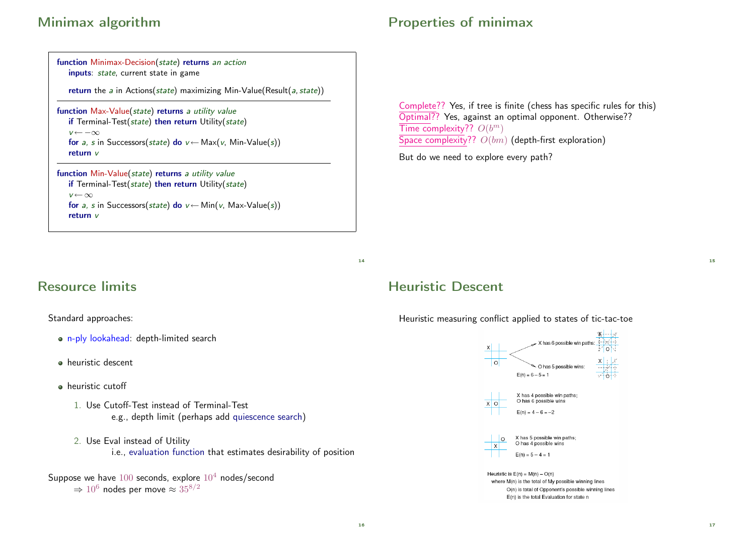## Minimax algorithm

```
function Minimax-Decision(state) returns an action
    inputs: state, current state in game

    return the a in Actions(state) maximizing Min-Value(Result(a, state))

function Max-Value(state) returns a utility value
    if Terminal-Test(state) then return Utility(state)
    v ← −∞
    for a, s in Successors(state) do v ← Max(v, Min-Value(s))
    return v

function Min-Value(state) returns a utility value
    if Terminal-Test(state) then return Utility(state)
    v ← ∞
    for a, s in Successors(state) do v ← Min(v, Max-Value(s))
    return v
```

## Properties of minimax

Complete?? Yes, if tree is finite (chess has specific rules for this)
Optimal?? Yes, against an optimal opponent. Otherwise??
Time complexity?? $O(b^m)$
Space complexity?? $O(bm)$ (depth-first exploration)

But do we need to explore every path?

## Resource limits

Standard approaches:

- n-ply lookahead: depth-limited search
- heuristic descent
- heuristic cutoff
  1. Use Cutoff-Test instead of Terminal-Test
     e.g., depth limit (perhaps add quiescence search)
  2. Use Eval instead of Utility
     i.e., evaluation function that estimates desirability of position

Suppose we have $100$ seconds, explore $10^4$ nodes/second
$\Rightarrow 10^6$ nodes per move $\approx 35^{8/2}$

## Heuristic Descent

Heuristic measuring conflict applied to states of tic-tac-toe

X has 6 possible win paths:
O has 5 possible wins:
E(n) = 6 − 5 = 1

X has 4 possible win paths;
O has 6 possible wins
E(n) = 4 − 6 = −2

X has 5 possible win paths;
O has 4 possible wins
E(n) = 5 − 4 = 1

Heuristic is E(n) = M(n) − O(n)
where M(n) is the total of My possible winning lines
O(n) is total of Opponent's possible winning lines
E(n) is the total Evaluation for state n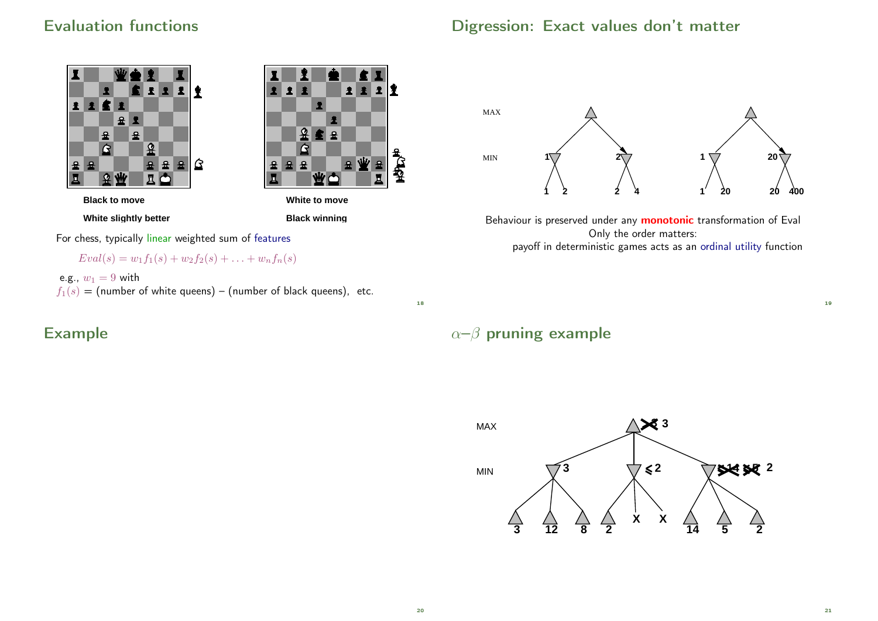## Evaluation functions

Black to move

White slightly better

White to move

Black winning

For chess, typically linear weighted sum of features

$$Eval(s) = w_1 f_1(s) + w_2 f_2(s) + \ldots + w_n f_n(s)$$

e.g., $w_1 = 9$ with
$f_1(s)$ = (number of white queens) – (number of black queens), etc.

## Digression: Exact values don't matter

MAX

MIN

Behaviour is preserved under any **monotonic** transformation of Eval

Only the order matters:

payoff in deterministic games acts as an ordinal utility function

## Example

## $\alpha$–$\beta$ pruning example

MAX

MIN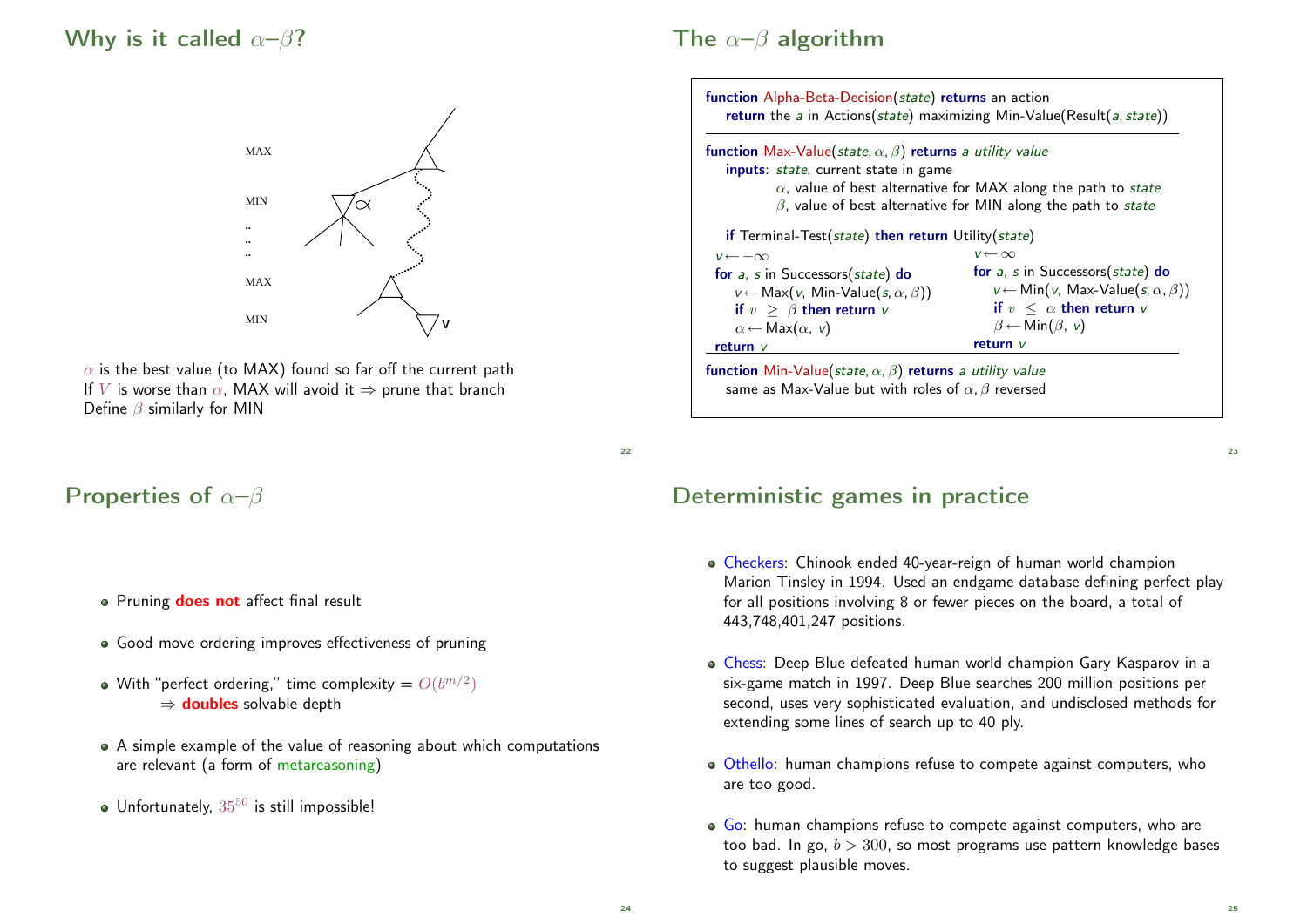## Why is it called $\alpha$–$\beta$?

MAX

MIN

..
..
..

MAX

MIN

$\alpha$

V

$\alpha$ is the best value (to MAX) found so far off the current path
If $V$ is worse than $\alpha$, MAX will avoid it $\Rightarrow$ prune that branch
Define $\beta$ similarly for MIN

## The $\alpha$–$\beta$ algorithm

```
function Alpha-Beta-Decision(state) returns an action
   return the a in Actions(state) maximizing Min-Value(Result(a, state))

function Max-Value(state, α, β) returns a utility value
   inputs: state, current state in game
           α, value of best alternative for MAX along the path to state
           β, value of best alternative for MIN along the path to state

   if Terminal-Test(state) then return Utility(state)
   v ← −∞
   for a, s in Successors(state) do
      v ← Max(v, Min-Value(s, α, β))
      if v ≥ β then return v
      α ← Max(α, v)
   return v

function Min-Value(state, α, β) returns a utility value
   same as Max-Value but with roles of α, β reversed

   v ← ∞
   for a, s in Successors(state) do
      v ← Min(v, Max-Value(s, α, β))
      if v ≤ α then return v
      β ← Min(β, v)
   return v
```

## Properties of $\alpha$–$\beta$

- Pruning **does not** affect final result
- Good move ordering improves effectiveness of pruning
- With "perfect ordering," time complexity = $O(b^{m/2})$
  $\Rightarrow$ **doubles** solvable depth
- A simple example of the value of reasoning about which computations are relevant (a form of metareasoning)
- Unfortunately, $35^{50}$ is still impossible!

## Deterministic games in practice

- Checkers: Chinook ended 40-year-reign of human world champion Marion Tinsley in 1994. Used an endgame database defining perfect play for all positions involving 8 or fewer pieces on the board, a total of 443,748,401,247 positions.
- Chess: Deep Blue defeated human world champion Gary Kasparov in a six-game match in 1997. Deep Blue searches 200 million positions per second, uses very sophisticated evaluation, and undisclosed methods for extending some lines of search up to 40 ply.
- Othello: human champions refuse to compete against computers, who are too good.
- Go: human champions refuse to compete against computers, who are too bad. In go, $b > 300$, so most programs use pattern knowledge bases to suggest plausible moves.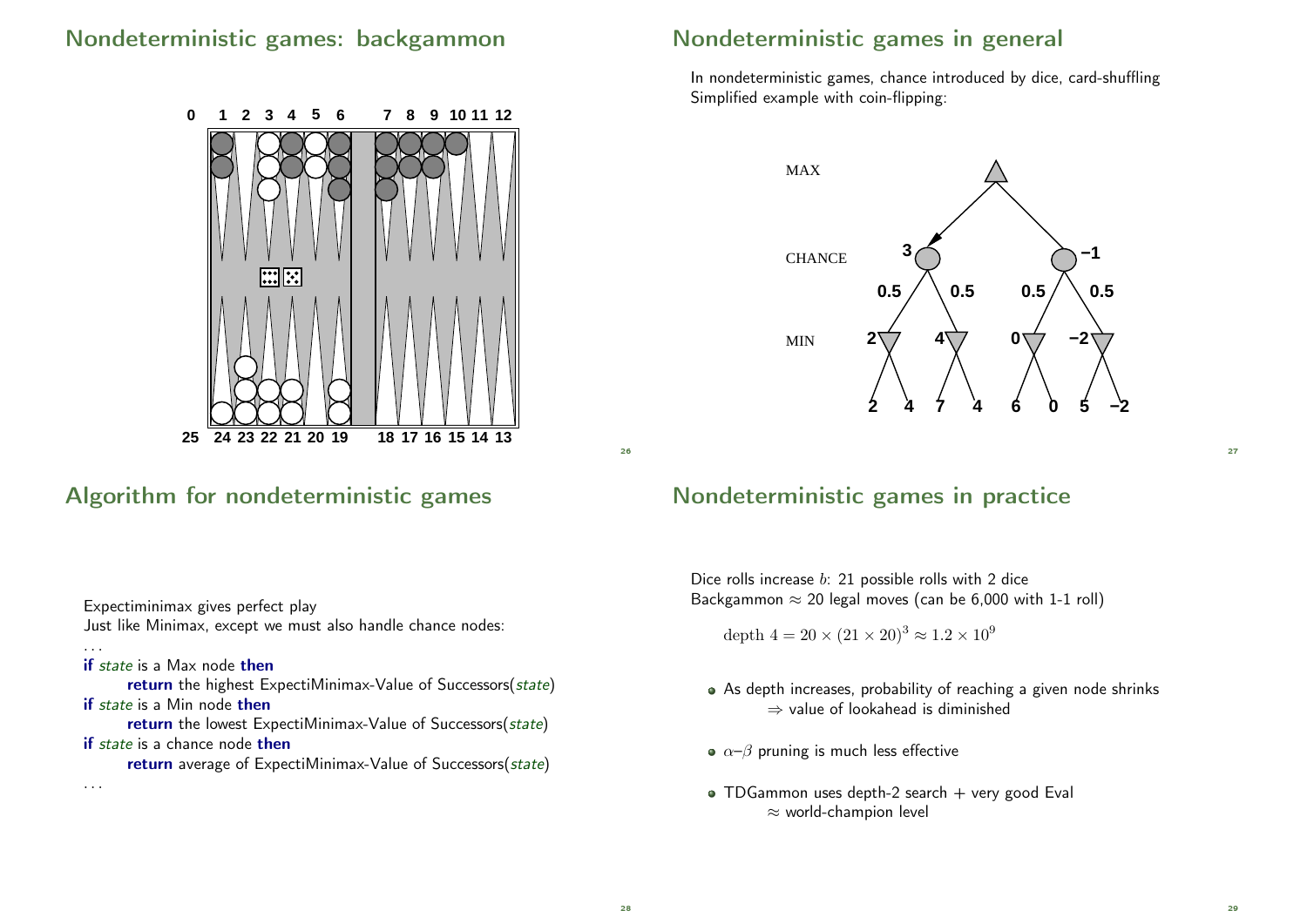## Nondeterministic games: backgammon

## Nondeterministic games in general

In nondeterministic games, chance introduced by dice, card-shuffling
Simplified example with coin-flipping:

## Algorithm for nondeterministic games

Expectiminimax gives perfect play
Just like Minimax, except we must also handle chance nodes:

```
...
if state is a Max node then
    return the highest ExpectiMinimax-Value of Successors(state)
if state is a Min node then
    return the lowest ExpectiMinimax-Value of Successors(state)
if state is a chance node then
    return average of ExpectiMinimax-Value of Successors(state)
...
```

## Nondeterministic games in practice

Dice rolls increase $b$: 21 possible rolls with 2 dice
Backgammon $\approx$ 20 legal moves (can be 6,000 with 1-1 roll)

$$\text{depth } 4 = 20 \times (21 \times 20)^3 \approx 1.2 \times 10^9$$

- As depth increases, probability of reaching a given node shrinks
  $\Rightarrow$ value of lookahead is diminished
- $\alpha$–$\beta$ pruning is much less effective
- TDGammon uses depth-2 search + very good Eval
  $\approx$ world-champion level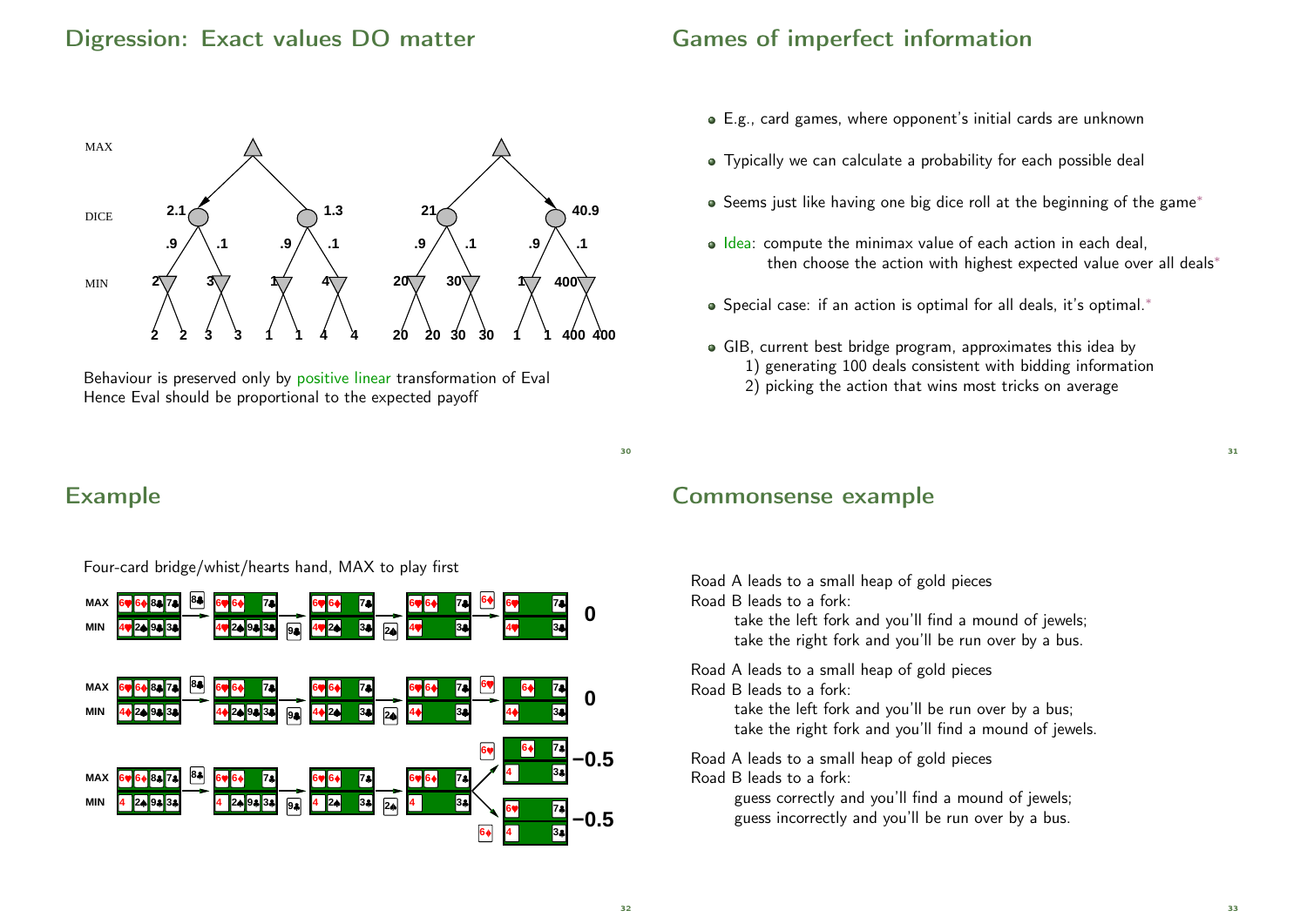## Digression: Exact values DO matter

Behaviour is preserved only by positive linear transformation of Eval
Hence Eval should be proportional to the expected payoff

## Games of imperfect information

- E.g., card games, where opponent's initial cards are unknown
- Typically we can calculate a probability for each possible deal
- Seems just like having one big dice roll at the beginning of the game*
- Idea: compute the minimax value of each action in each deal, then choose the action with highest expected value over all deals*
- Special case: if an action is optimal for all deals, it's optimal.*
- GIB, current best bridge program, approximates this idea by
  1. generating 100 deals consistent with bidding information
  2. picking the action that wins most tricks on average

## Example

Four-card bridge/whist/hearts hand, MAX to play first

## Commonsense example

Road A leads to a small heap of gold pieces
Road B leads to a fork:
    take the left fork and you'll find a mound of jewels;
    take the right fork and you'll be run over by a bus.

Road A leads to a small heap of gold pieces
Road B leads to a fork:
    take the left fork and you'll be run over by a bus;
    take the right fork and you'll find a mound of jewels.

Road A leads to a small heap of gold pieces
Road B leads to a fork:
    guess correctly and you'll find a mound of jewels;
    guess incorrectly and you'll be run over by a bus.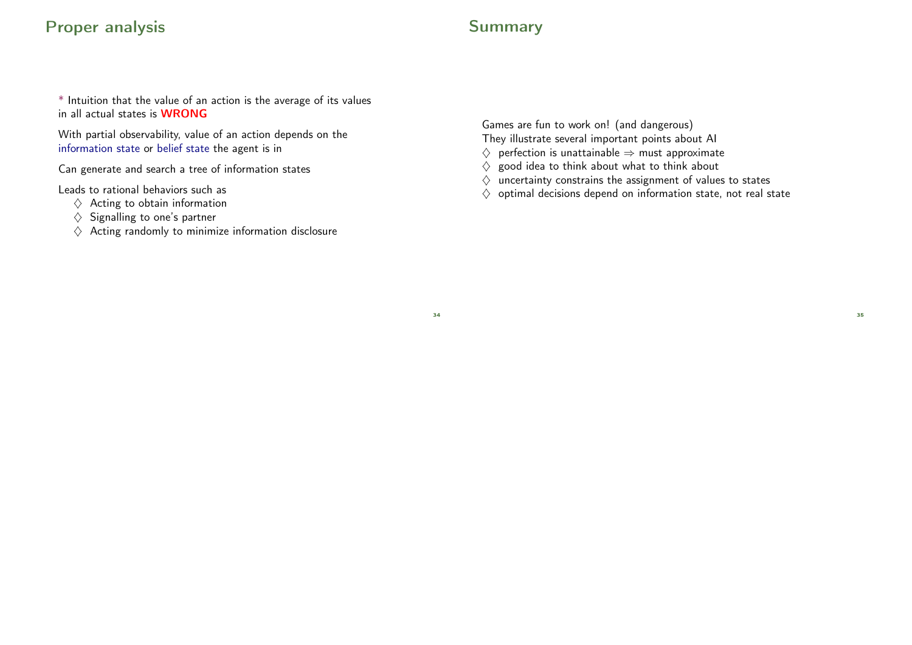## Proper analysis

* Intuition that the value of an action is the average of its values in all actual states is **WRONG**

With partial observability, value of an action depends on the information state or belief state the agent is in

Can generate and search a tree of information states

Leads to rational behaviors such as

- ♢ Acting to obtain information
- ♢ Signalling to one's partner
- ♢ Acting randomly to minimize information disclosure

## Summary

Games are fun to work on! (and dangerous)

They illustrate several important points about AI

- ♢ perfection is unattainable $\Rightarrow$ must approximate
- ♢ good idea to think about what to think about
- ♢ uncertainty constrains the assignment of values to states
- ♢ optimal decisions depend on information state, not real state